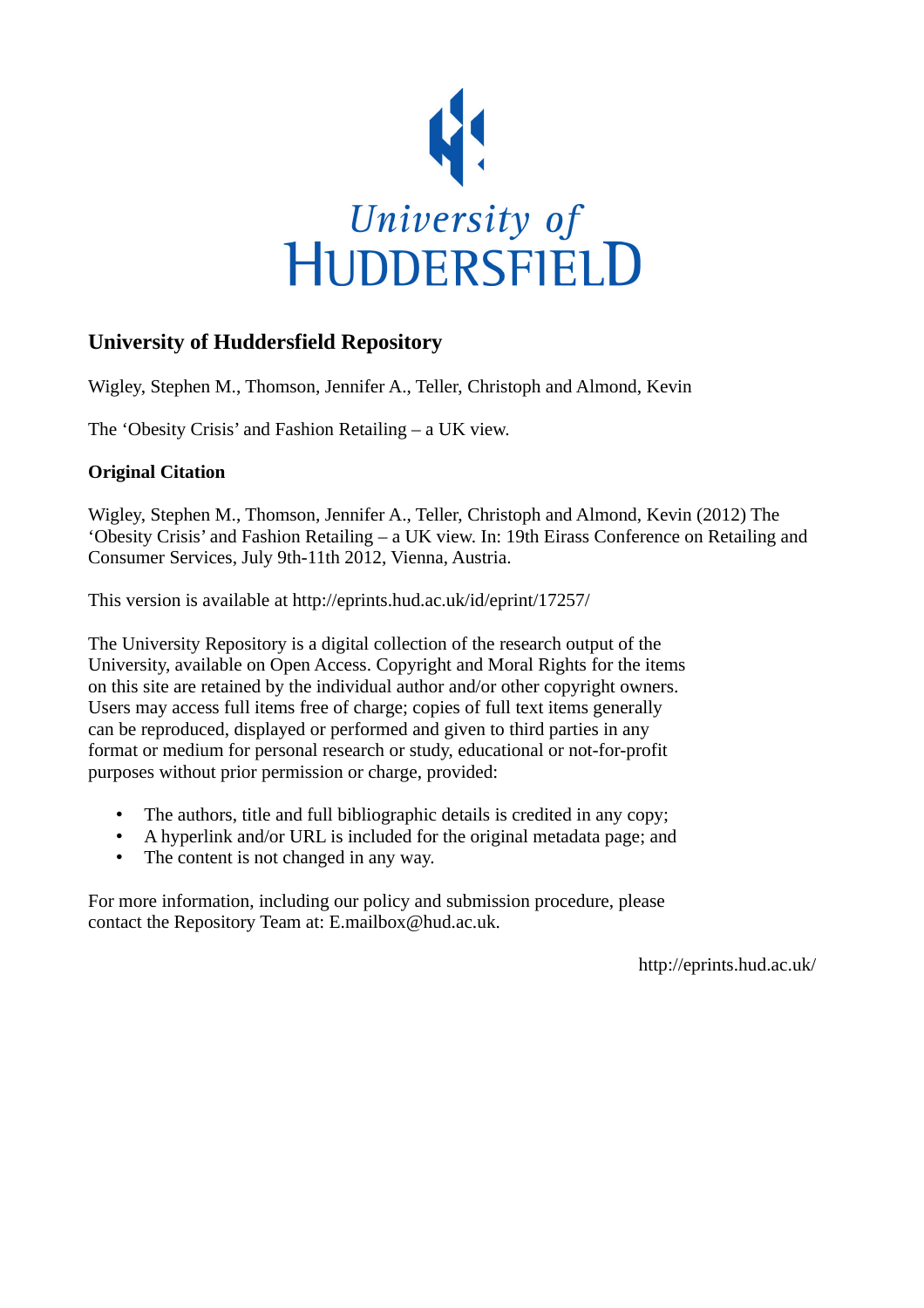University of
HUDDERSFIELD

# University of Huddersfield Repository

Wigley, Stephen M., Thomson, Jennifer A., Teller, Christoph and Almond, Kevin

The 'Obesity Crisis' and Fashion Retailing – a UK view.

## Original Citation

Wigley, Stephen M., Thomson, Jennifer A., Teller, Christoph and Almond, Kevin (2012) The 'Obesity Crisis' and Fashion Retailing – a UK view. In: 19th Eirass Conference on Retailing and Consumer Services, July 9th-11th 2012, Vienna, Austria.

This version is available at http://eprints.hud.ac.uk/id/eprint/17257/

The University Repository is a digital collection of the research output of the University, available on Open Access. Copyright and Moral Rights for the items on this site are retained by the individual author and/or other copyright owners. Users may access full items free of charge; copies of full text items generally can be reproduced, displayed or performed and given to third parties in any format or medium for personal research or study, educational or not-for-profit purposes without prior permission or charge, provided:

- The authors, title and full bibliographic details is credited in any copy;
- A hyperlink and/or URL is included for the original metadata page; and
- The content is not changed in any way.

For more information, including our policy and submission procedure, please contact the Repository Team at: E.mailbox@hud.ac.uk.

http://eprints.hud.ac.uk/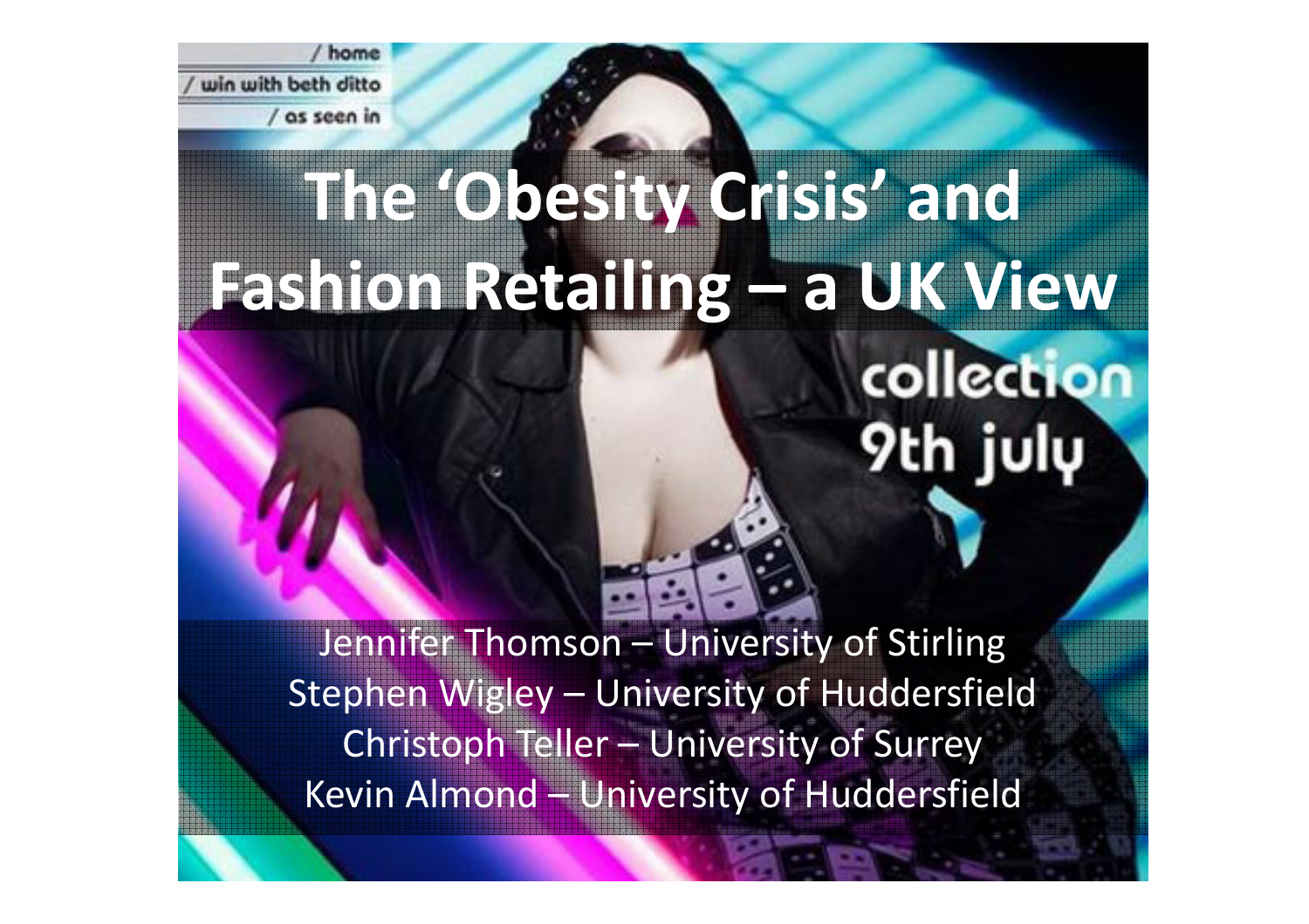# The 'Obesity Crisis' and Fashion Retailing – a UK View

Jennifer Thomson – University of Stirling
Stephen Wigley – University of Huddersfield
Christoph Teller – University of Surrey
Kevin Almond – University of Huddersfield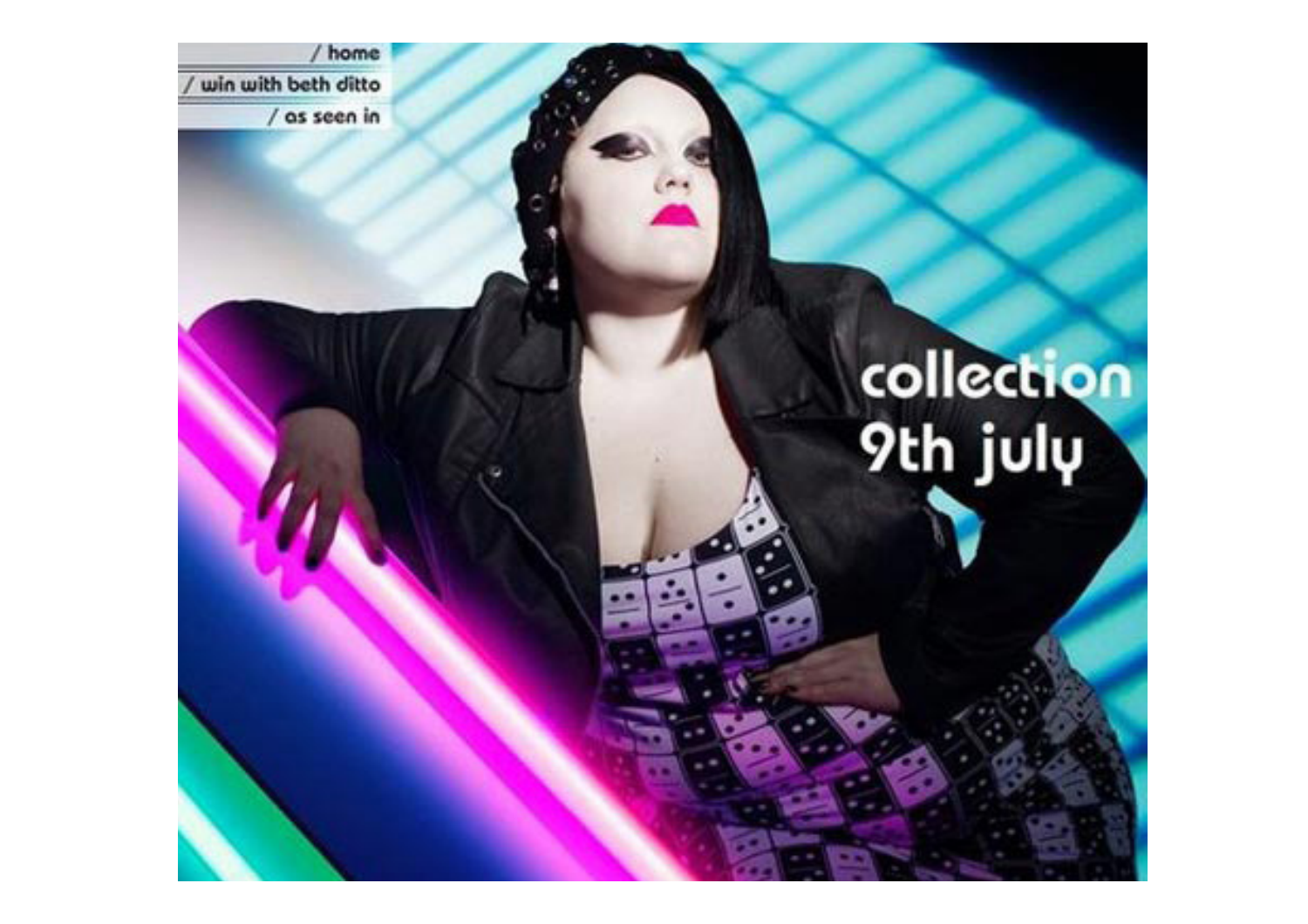/ home

/ win with beth ditto

/ as seen in

collection
9th july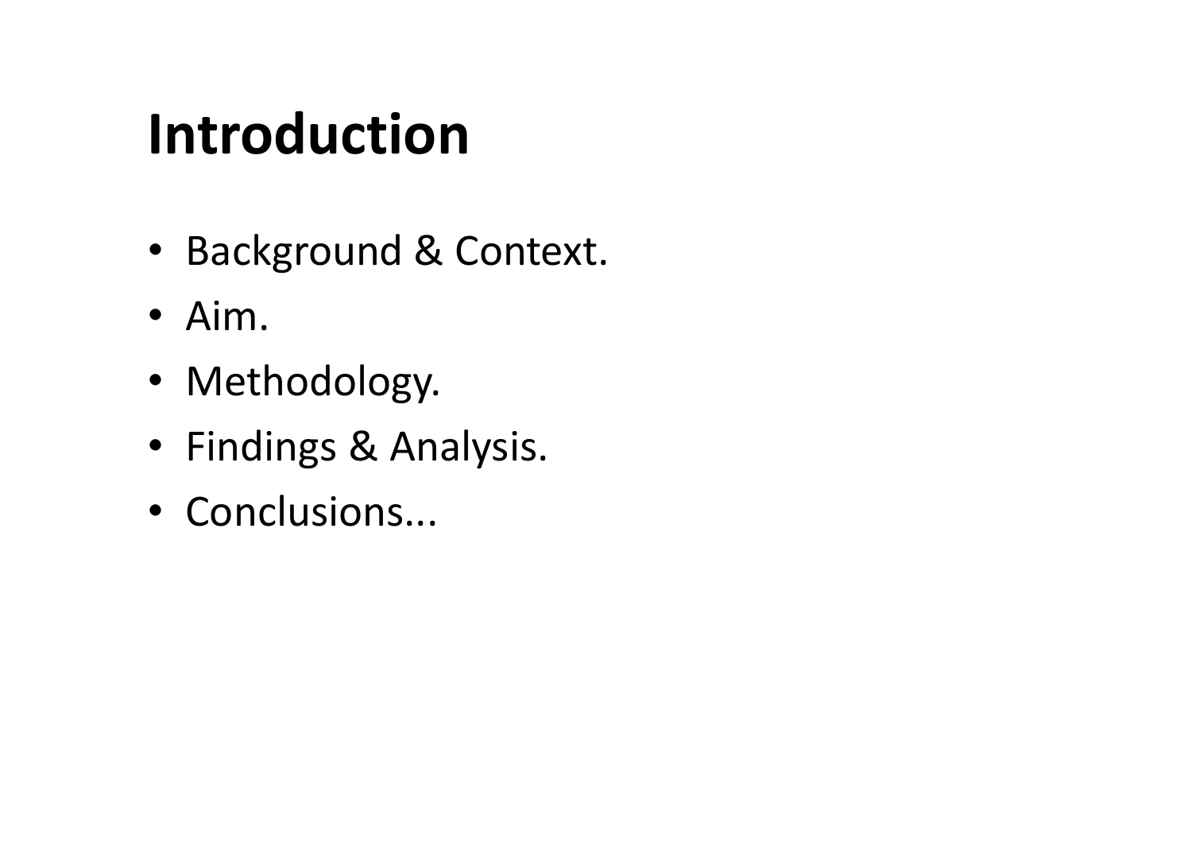# Introduction

- Background & Context.
- Aim.
- Methodology.
- Findings & Analysis.
- Conclusions...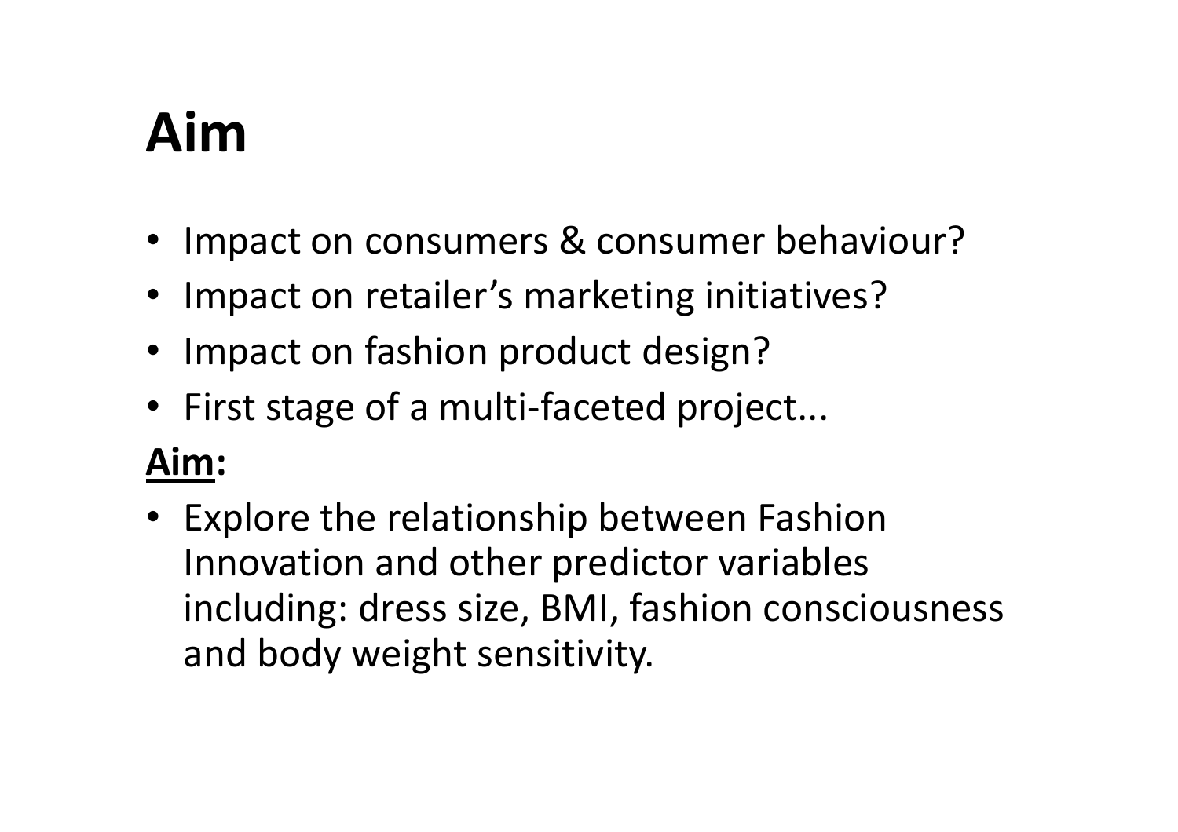# Aim

- Impact on consumers & consumer behaviour?
- Impact on retailer's marketing initiatives?
- Impact on fashion product design?
- First stage of a multi-faceted project...

**Aim:**

- Explore the relationship between Fashion Innovation and other predictor variables including: dress size, BMI, fashion consciousness and body weight sensitivity.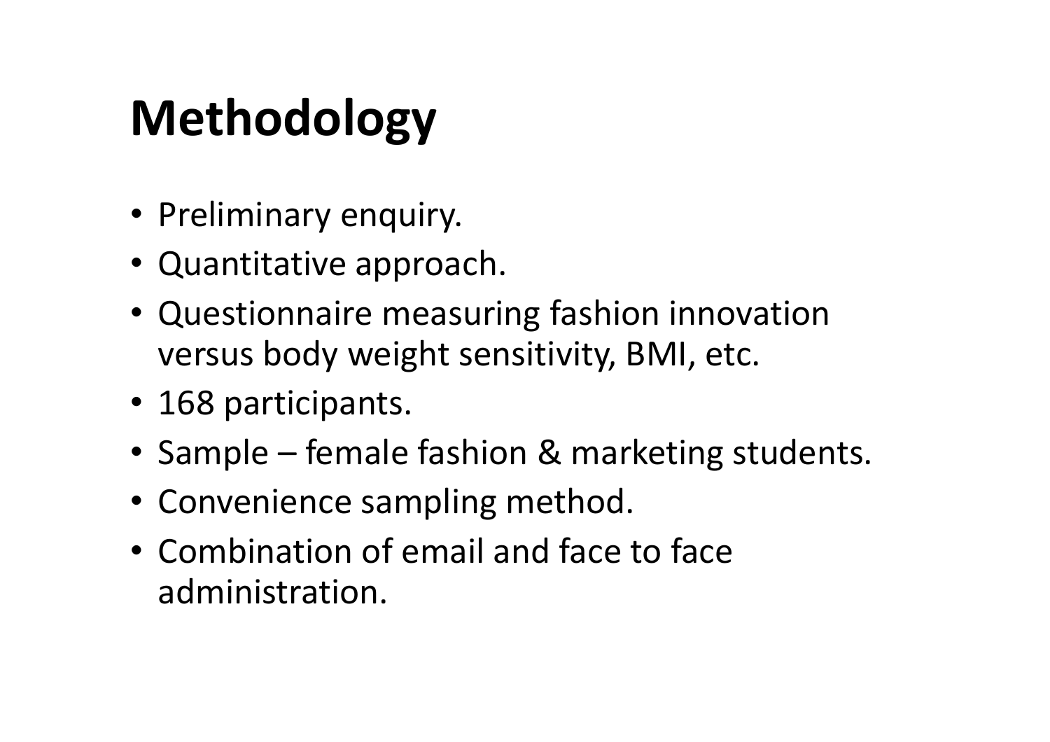# Methodology

- Preliminary enquiry.
- Quantitative approach.
- Questionnaire measuring fashion innovation versus body weight sensitivity, BMI, etc.
- 168 participants.
- Sample – female fashion & marketing students.
- Convenience sampling method.
- Combination of email and face to face administration.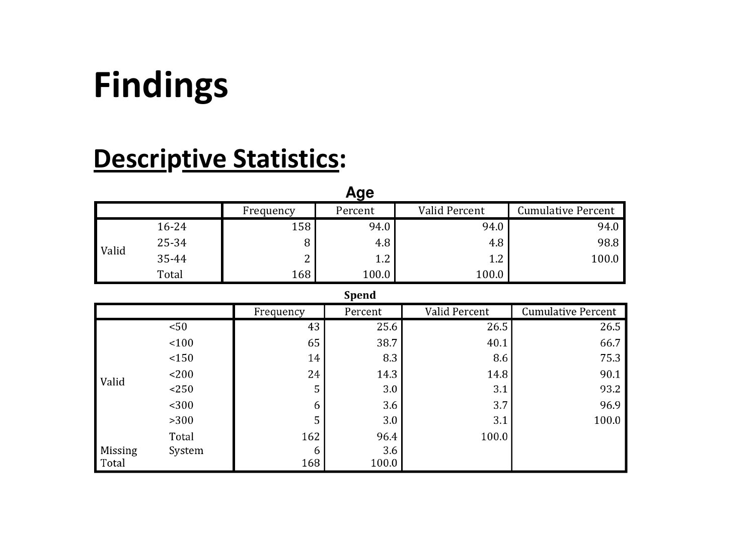# Findings

## Descriptive Statistics:

**Age**

| | | Frequency | Percent | Valid Percent | Cumulative Percent |
|---|---|---|---|---|---|
| Valid | 16-24 | 158 | 94.0 | 94.0 | 94.0 |
| | 25-34 | 8 | 4.8 | 4.8 | 98.8 |
| | 35-44 | 2 | 1.2 | 1.2 | 100.0 |
| | Total | 168 | 100.0 | 100.0 | |

**Spend**

| | | Frequency | Percent | Valid Percent | Cumulative Percent |
|---|---|---|---|---|---|
| Valid | <50 | 43 | 25.6 | 26.5 | 26.5 |
| | <100 | 65 | 38.7 | 40.1 | 66.7 |
| | <150 | 14 | 8.3 | 8.6 | 75.3 |
| | <200 | 24 | 14.3 | 14.8 | 90.1 |
| | <250 | 5 | 3.0 | 3.1 | 93.2 |
| | <300 | 6 | 3.6 | 3.7 | 96.9 |
| | >300 | 5 | 3.0 | 3.1 | 100.0 |
| | Total | 162 | 96.4 | 100.0 | |
| Missing | System | 6 | 3.6 | | |
| Total | | 168 | 100.0 | | |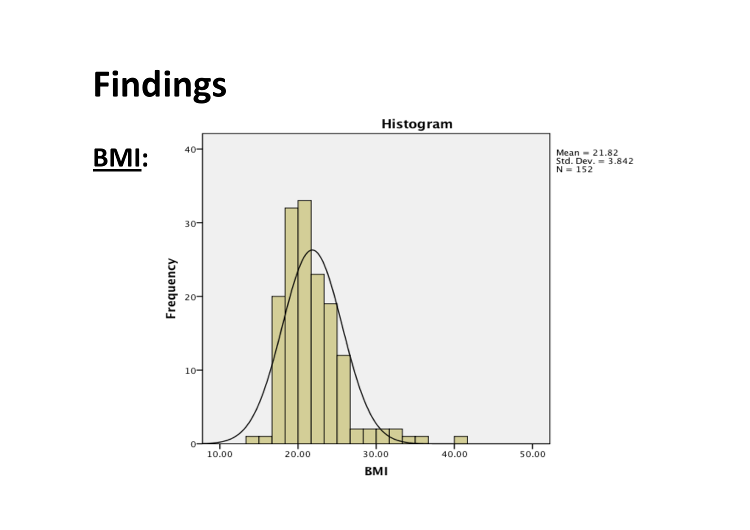# Findings

**BMI:**

Histogram

Mean = 21.82
Std. Dev. = 3.842
N = 152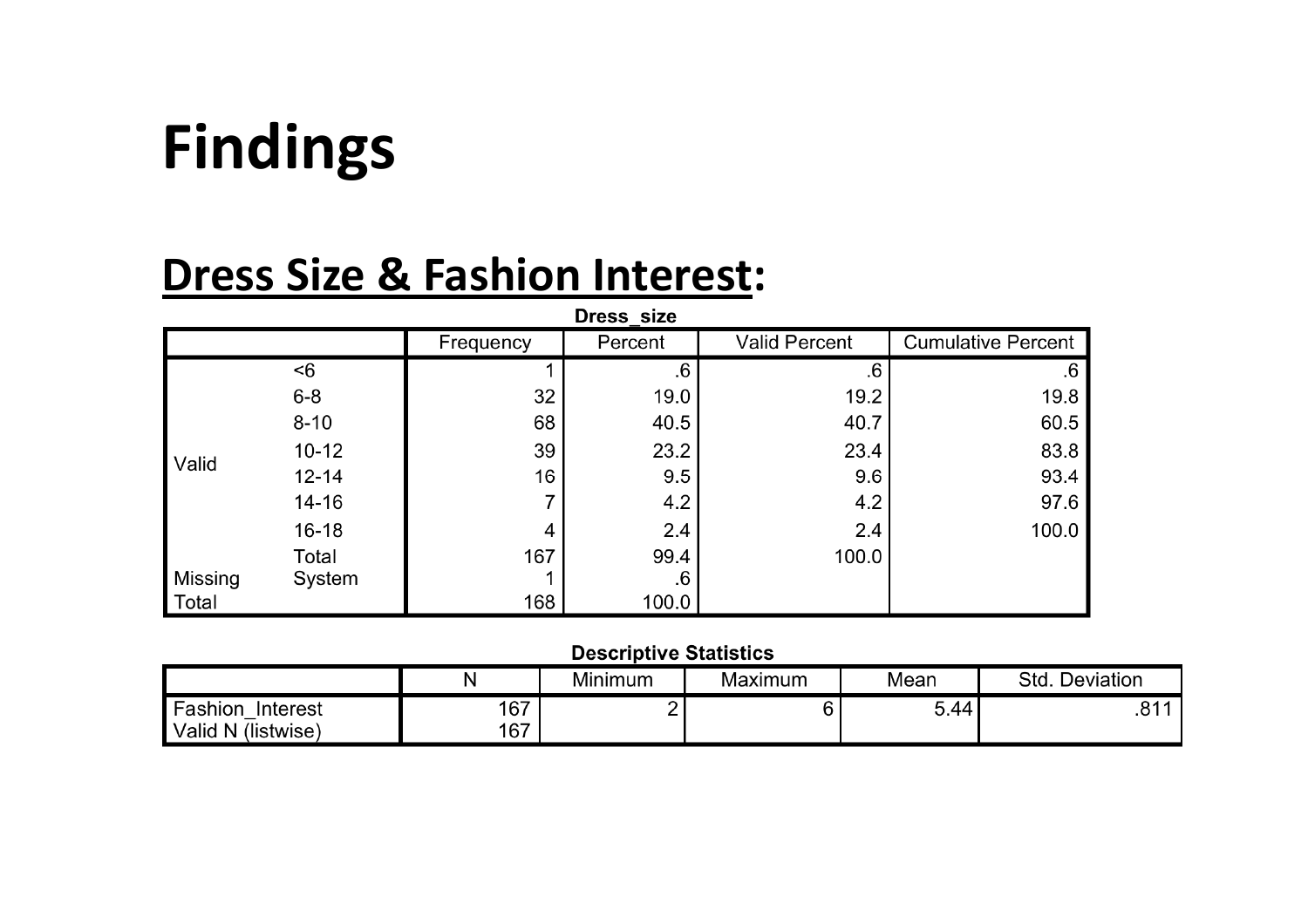# Findings

## Dress Size & Fashion Interest:

**Dress_size**

| | | Frequency | Percent | Valid Percent | Cumulative Percent |
|---|---|---|---|---|---|
| Valid | <6 | 1 | .6 | .6 | .6 |
| | 6-8 | 32 | 19.0 | 19.2 | 19.8 |
| | 8-10 | 68 | 40.5 | 40.7 | 60.5 |
| | 10-12 | 39 | 23.2 | 23.4 | 83.8 |
| | 12-14 | 16 | 9.5 | 9.6 | 93.4 |
| | 14-16 | 7 | 4.2 | 4.2 | 97.6 |
| | 16-18 | 4 | 2.4 | 2.4 | 100.0 |
| | Total | 167 | 99.4 | 100.0 | |
| Missing | System | 1 | .6 | | |
| Total | | 168 | 100.0 | | |

**Descriptive Statistics**

| | N | Minimum | Maximum | Mean | Std. Deviation |
|---|---|---|---|---|---|
| Fashion_Interest | 167 | 2 | 6 | 5.44 | .811 |
| Valid N (listwise) | 167 | | | | |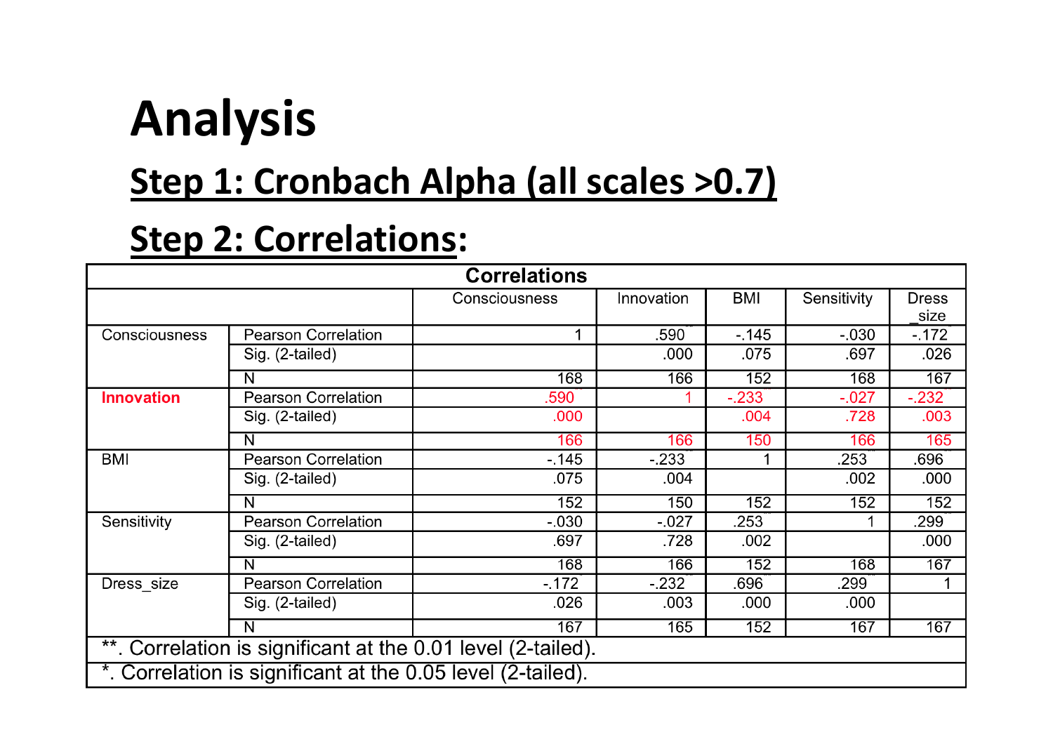# Analysis

## Step 1: Cronbach Alpha (all scales >0.7)

## Step 2: Correlations:

| Correlations | | | | | | |
|---|---|---|---|---|---|---|
| | | Consciousness | Innovation | BMI | Sensitivity | Dress _size |
| Consciousness | Pearson Correlation | 1 | .590** | -.145 | -.030 | -.172* |
| | Sig. (2-tailed) | | .000 | .075 | .697 | .026 |
| | N | 168 | 166 | 152 | 168 | 167 |
| **Innovation** | Pearson Correlation | .590** | 1 | -.233** | -.027 | -.232** |
| | Sig. (2-tailed) | .000 | | .004 | .728 | .003 |
| | N | 166 | 166 | 150 | 166 | 165 |
| BMI | Pearson Correlation | -.145 | -.233** | 1 | .253** | .696** |
| | Sig. (2-tailed) | .075 | .004 | | .002 | .000 |
| | N | 152 | 150 | 152 | 152 | 152 |
| Sensitivity | Pearson Correlation | -.030 | -.027 | .253** | 1 | .299** |
| | Sig. (2-tailed) | .697 | .728 | .002 | | .000 |
| | N | 168 | 166 | 152 | 168 | 167 |
| Dress_size | Pearson Correlation | -.172* | -.232** | .696** | .299** | 1 |
| | Sig. (2-tailed) | .026 | .003 | .000 | .000 | |
| | N | 167 | 165 | 152 | 167 | 167 |

**. Correlation is significant at the 0.01 level (2-tailed).

*. Correlation is significant at the 0.05 level (2-tailed).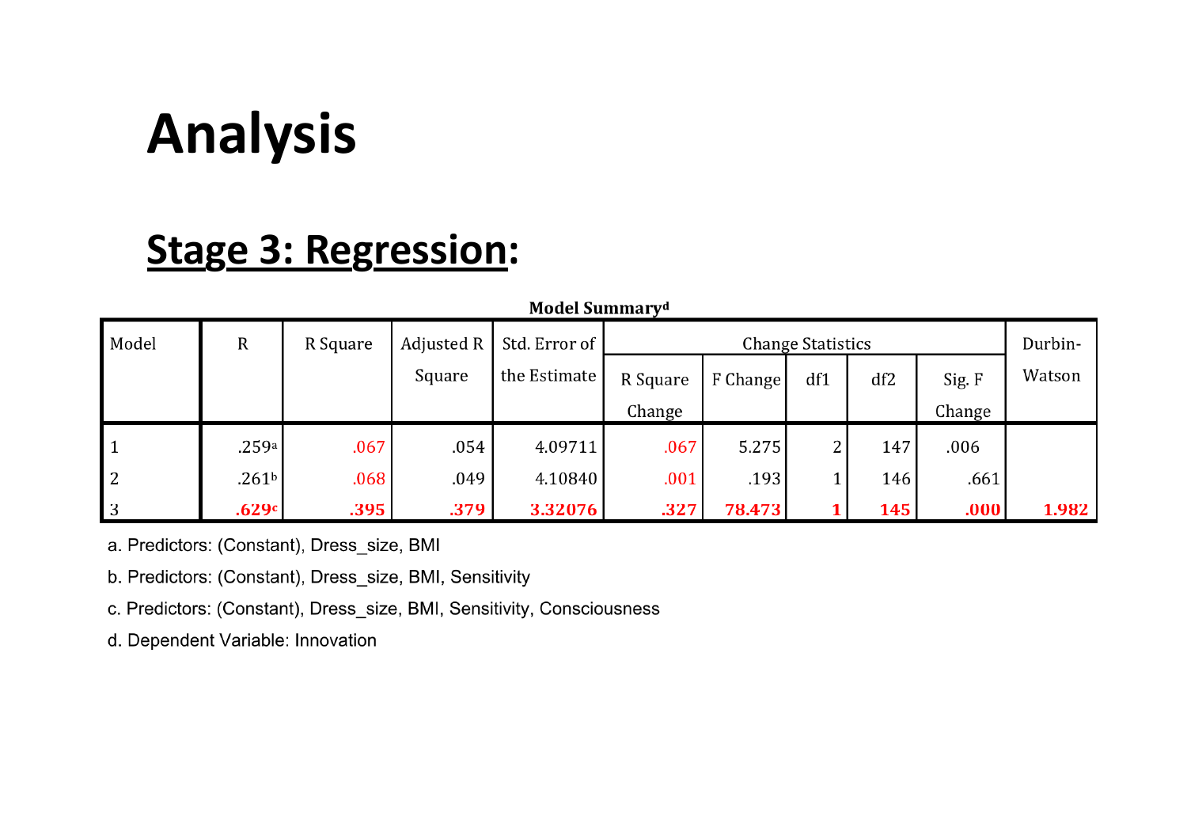# Analysis

## Stage 3: Regression:

**Model Summary[d]**

| Model | R | R Square | Adjusted R Square | Std. Error of the Estimate | Change Statistics | | | | | Durbin-Watson |
|---|---|---|---|---|---|---|---|---|---|---|
| | | | | | R Square Change | F Change | df1 | df2 | Sig. F Change | |
| 1 | .259[a] | .067 | .054 | 4.09711 | .067 | 5.275 | 2 | 147 | .006 | |
| 2 | .261[b] | .068 | .049 | 4.10840 | .001 | .193 | 1 | 146 | .661 | |
| 3 | **.629[c]** | **.395** | **.379** | **3.32076** | **.327** | **78.473** | **1** | **145** | **.000** | **1.982** |

a. Predictors: (Constant), Dress_size, BMI

b. Predictors: (Constant), Dress_size, BMI, Sensitivity

c. Predictors: (Constant), Dress_size, BMI, Sensitivity, Consciousness

d. Dependent Variable: Innovation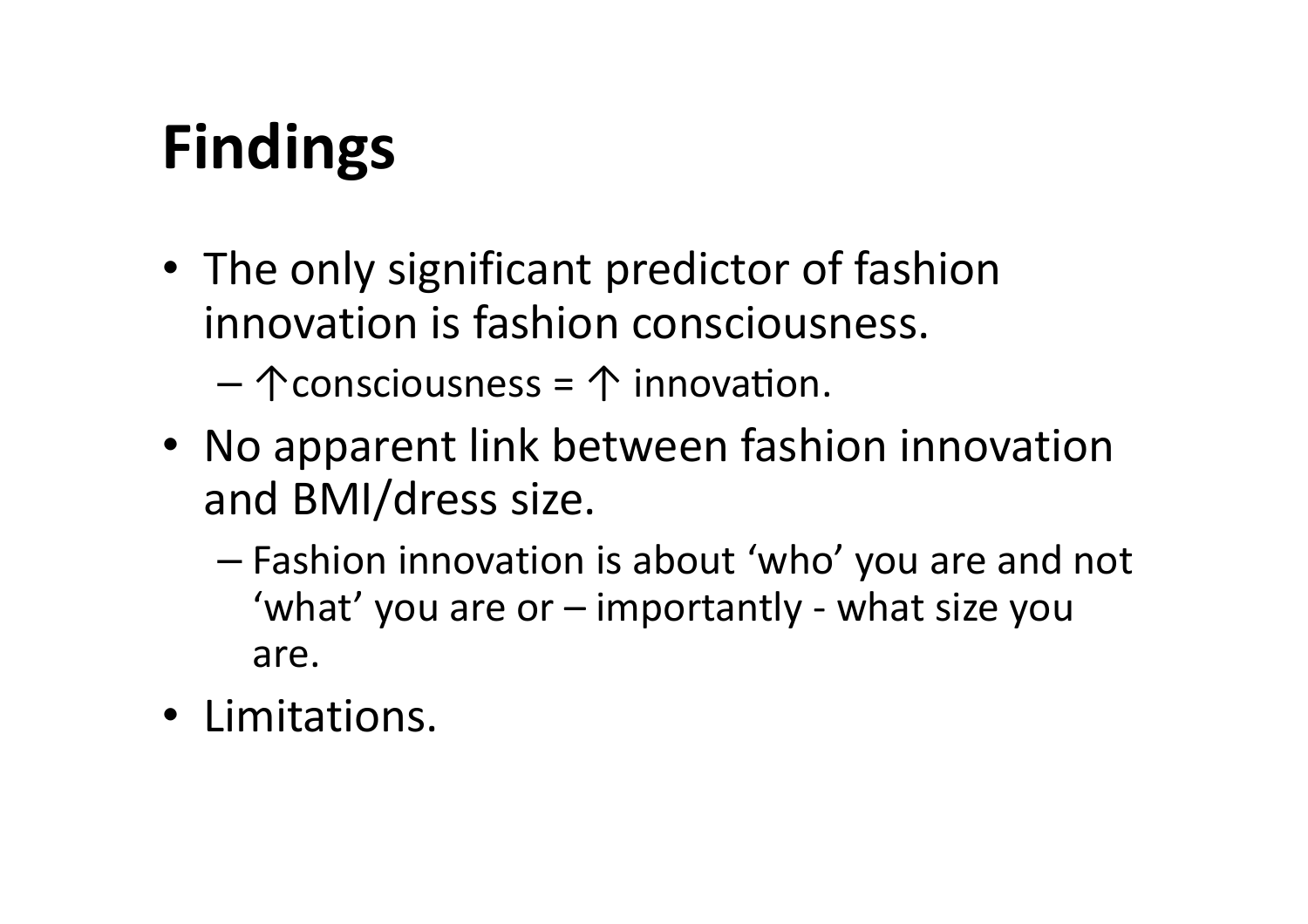# Findings

- The only significant predictor of fashion innovation is fashion consciousness.
  - ↑consciousness = ↑ innovation.
- No apparent link between fashion innovation and BMI/dress size.
  - Fashion innovation is about 'who' you are and not 'what' you are or – importantly - what size you are.
- Limitations.